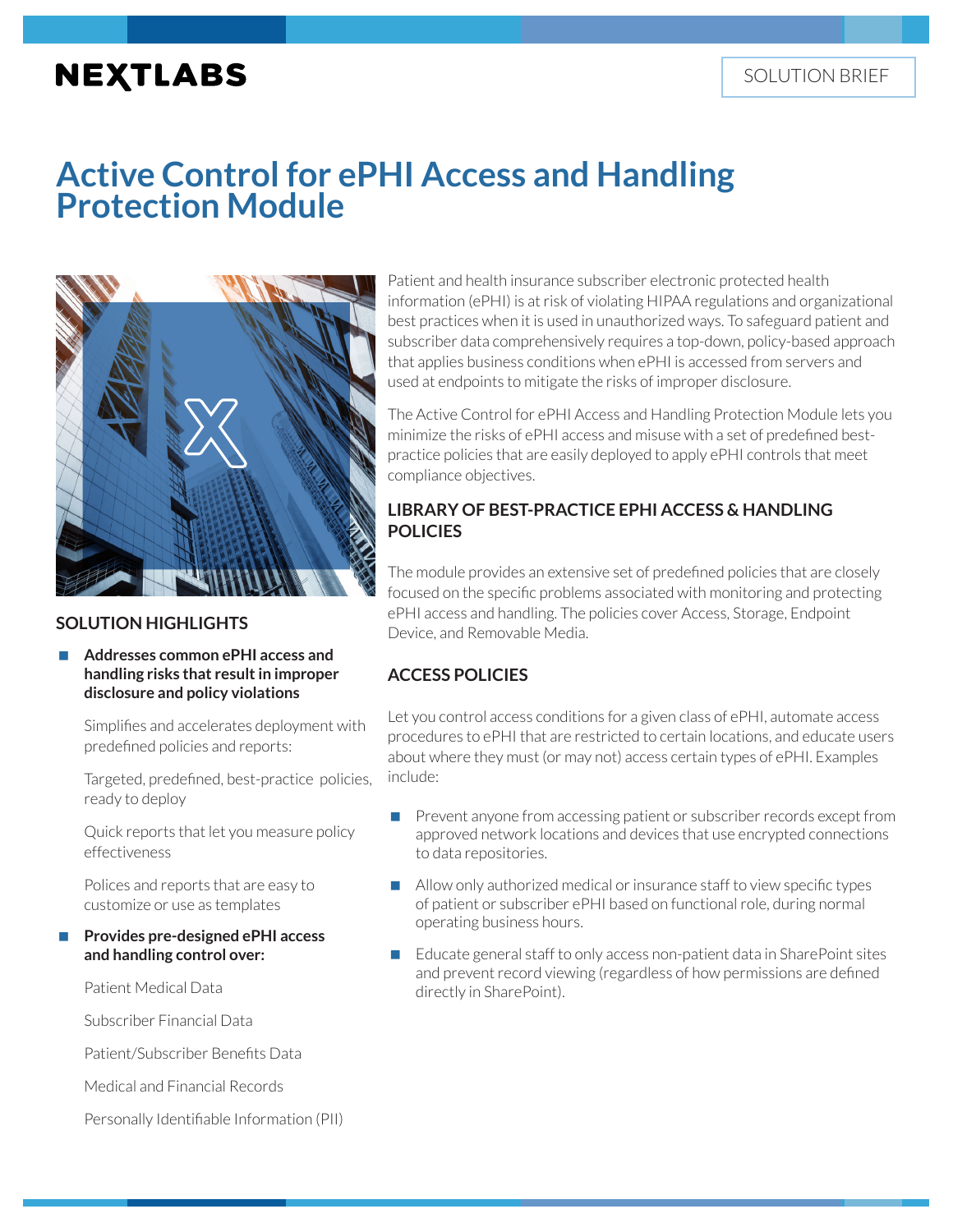NEXTLABS

SOLUTION BRIEF

# Active Control for ePHI Access and Handling Protection Module

## SOLUTION HIGHLIGHTS

- **Addresses common ePHI access and handling risks that result in improper disclosure and policy violations**

  Simplifies and accelerates deployment with predefined policies and reports:

  Targeted, predefined, best-practice policies, ready to deploy

  Quick reports that let you measure policy effectiveness

  Polices and reports that are easy to customize or use as templates

- **Provides pre-designed ePHI access and handling control over:**

  Patient Medical Data

  Subscriber Financial Data

  Patient/Subscriber Benefits Data

  Medical and Financial Records

  Personally Identifiable Information (PII)

Patient and health insurance subscriber electronic protected health information (ePHI) is at risk of violating HIPAA regulations and organizational best practices when it is used in unauthorized ways. To safeguard patient and subscriber data comprehensively requires a top-down, policy-based approach that applies business conditions when ePHI is accessed from servers and used at endpoints to mitigate the risks of improper disclosure.

The Active Control for ePHI Access and Handling Protection Module lets you minimize the risks of ePHI access and misuse with a set of predefined best-practice policies that are easily deployed to apply ePHI controls that meet compliance objectives.

## LIBRARY OF BEST-PRACTICE EPHI ACCESS & HANDLING POLICIES

The module provides an extensive set of predefined policies that are closely focused on the specific problems associated with monitoring and protecting ePHI access and handling. The policies cover Access, Storage, Endpoint Device, and Removable Media.

## ACCESS POLICIES

Let you control access conditions for a given class of ePHI, automate access procedures to ePHI that are restricted to certain locations, and educate users about where they must (or may not) access certain types of ePHI. Examples include:

- Prevent anyone from accessing patient or subscriber records except from approved network locations and devices that use encrypted connections to data repositories.
- Allow only authorized medical or insurance staff to view specific types of patient or subscriber ePHI based on functional role, during normal operating business hours.
- Educate general staff to only access non-patient data in SharePoint sites and prevent record viewing (regardless of how permissions are defined directly in SharePoint).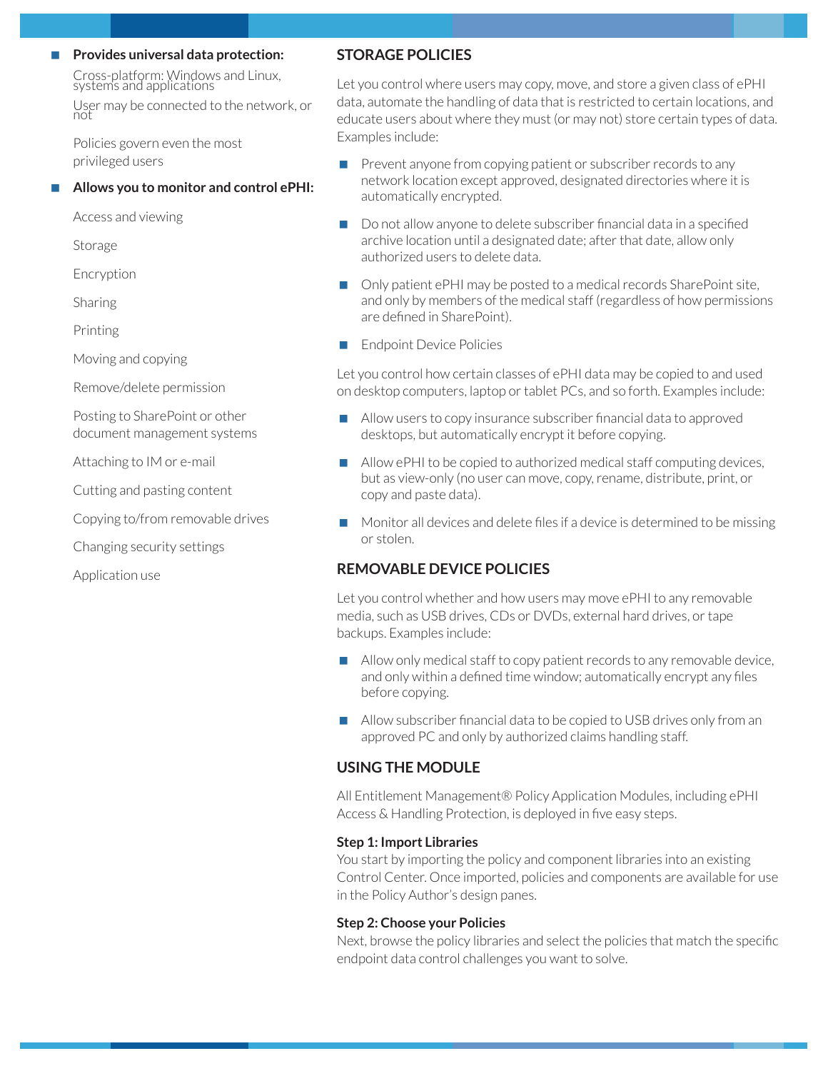- **Provides universal data protection:**
  - Cross-platform: Windows and Linux, systems and applications
  - User may be connected to the network, or not
  - Policies govern even the most privileged users
- **Allows you to monitor and control ePHI:**
  - Access and viewing
  - Storage
  - Encryption
  - Sharing
  - Printing
  - Moving and copying
  - Remove/delete permission
  - Posting to SharePoint or other document management systems
  - Attaching to IM or e-mail
  - Cutting and pasting content
  - Copying to/from removable drives
  - Changing security settings
  - Application use

## STORAGE POLICIES

Let you control where users may copy, move, and store a given class of ePHI data, automate the handling of data that is restricted to certain locations, and educate users about where they must (or may not) store certain types of data. Examples include:

- Prevent anyone from copying patient or subscriber records to any network location except approved, designated directories where it is automatically encrypted.
- Do not allow anyone to delete subscriber financial data in a specified archive location until a designated date; after that date, allow only authorized users to delete data.
- Only patient ePHI may be posted to a medical records SharePoint site, and only by members of the medical staff (regardless of how permissions are defined in SharePoint).
- Endpoint Device Policies

Let you control how certain classes of ePHI data may be copied to and used on desktop computers, laptop or tablet PCs, and so forth. Examples include:

- Allow users to copy insurance subscriber financial data to approved desktops, but automatically encrypt it before copying.
- Allow ePHI to be copied to authorized medical staff computing devices, but as view-only (no user can move, copy, rename, distribute, print, or copy and paste data).
- Monitor all devices and delete files if a device is determined to be missing or stolen.

## REMOVABLE DEVICE POLICIES

Let you control whether and how users may move ePHI to any removable media, such as USB drives, CDs or DVDs, external hard drives, or tape backups. Examples include:

- Allow only medical staff to copy patient records to any removable device, and only within a defined time window; automatically encrypt any files before copying.
- Allow subscriber financial data to be copied to USB drives only from an approved PC and only by authorized claims handling staff.

## USING THE MODULE

All Entitlement Management® Policy Application Modules, including ePHI Access & Handling Protection, is deployed in five easy steps.

**Step 1: Import Libraries**
You start by importing the policy and component libraries into an existing Control Center. Once imported, policies and components are available for use in the Policy Author's design panes.

**Step 2: Choose your Policies**
Next, browse the policy libraries and select the policies that match the specific endpoint data control challenges you want to solve.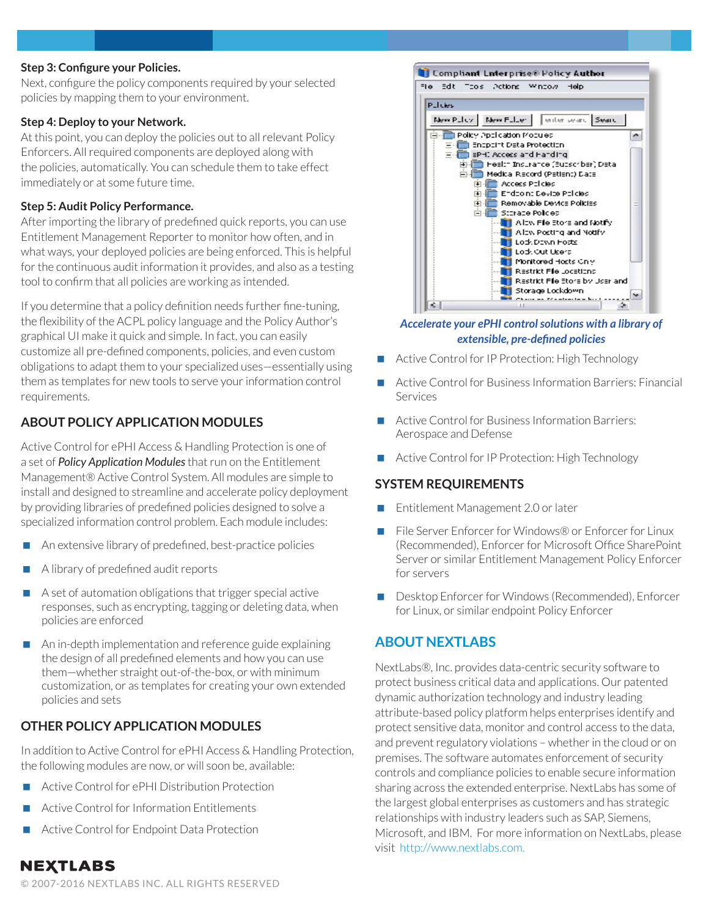**Step 3: Configure your Policies.**
Next, configure the policy components required by your selected policies by mapping them to your environment.

**Step 4: Deploy to your Network.**
At this point, you can deploy the policies out to all relevant Policy Enforcers. All required components are deployed along with the policies, automatically. You can schedule them to take effect immediately or at some future time.

**Step 5: Audit Policy Performance.**
After importing the library of predefined quick reports, you can use Entitlement Management Reporter to monitor how often, and in what ways, your deployed policies are being enforced. This is helpful for the continuous audit information it provides, and also as a testing tool to confirm that all policies are working as intended.

If you determine that a policy definition needs further fine-tuning, the flexibility of the ACPL policy language and the Policy Author's graphical UI make it quick and simple. In fact, you can easily customize all pre-defined components, policies, and even custom obligations to adapt them to your specialized uses—essentially using them as templates for new tools to serve your information control requirements.

## ABOUT POLICY APPLICATION MODULES

Active Control for ePHI Access & Handling Protection is one of a set of ***Policy Application Modules*** that run on the Entitlement Management® Active Control System. All modules are simple to install and designed to streamline and accelerate policy deployment by providing libraries of predefined policies designed to solve a specialized information control problem. Each module includes:

- An extensive library of predefined, best-practice policies
- A library of predefined audit reports
- A set of automation obligations that trigger special active responses, such as encrypting, tagging or deleting data, when policies are enforced
- An in-depth implementation and reference guide explaining the design of all predefined elements and how you can use them—whether straight out-of-the-box, or with minimum customization, or as templates for creating your own extended policies and sets

## OTHER POLICY APPLICATION MODULES

In addition to Active Control for ePHI Access & Handling Protection, the following modules are now, or will soon be, available:

- Active Control for ePHI Distribution Protection
- Active Control for Information Entitlements
- Active Control for Endpoint Data Protection

*Accelerate your ePHI control solutions with a library of extensible, pre-defined policies*

- Active Control for IP Protection: High Technology
- Active Control for Business Information Barriers: Financial Services
- Active Control for Business Information Barriers: Aerospace and Defense
- Active Control for IP Protection: High Technology

## SYSTEM REQUIREMENTS

- Entitlement Management 2.0 or later
- File Server Enforcer for Windows® or Enforcer for Linux (Recommended), Enforcer for Microsoft Office SharePoint Server or similar Entitlement Management Policy Enforcer for servers
- Desktop Enforcer for Windows (Recommended), Enforcer for Linux, or similar endpoint Policy Enforcer

## ABOUT NEXTLABS

NextLabs®, Inc. provides data-centric security software to protect business critical data and applications. Our patented dynamic authorization technology and industry leading attribute-based policy platform helps enterprises identify and protect sensitive data, monitor and control access to the data, and prevent regulatory violations – whether in the cloud or on premises. The software automates enforcement of security controls and compliance policies to enable secure information sharing across the extended enterprise. NextLabs has some of the largest global enterprises as customers and has strategic relationships with industry leaders such as SAP, Siemens, Microsoft, and IBM. For more information on NextLabs, please visit http://www.nextlabs.com.

NEXTLABS

© 2007-2016 NEXTLABS INC. ALL RIGHTS RESERVED